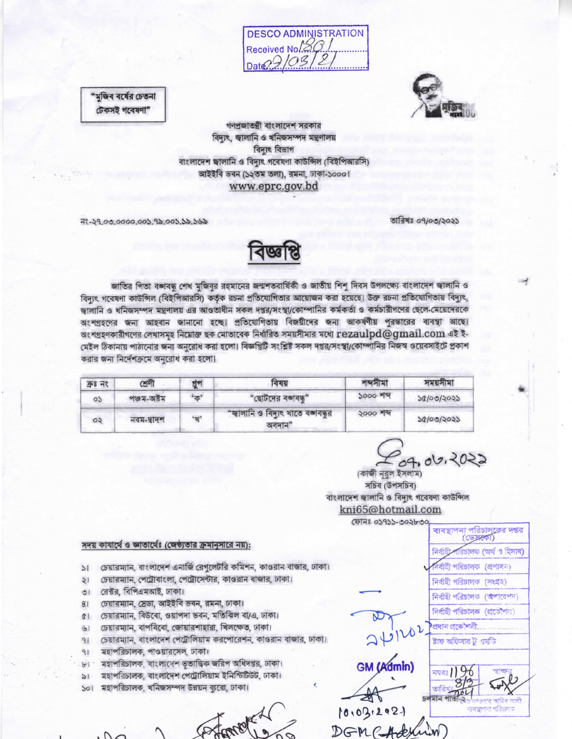DESCO ADMINISTRATION
Received No. 1301
Date 07/03/21

"মুজিব বর্ষের চেতনা
টেকসই গবেষণা"

গণপ্রজাতন্ত্রী বাংলাদেশ সরকার
বিদ্যুৎ, জ্বালানি ও খনিজসম্পদ মন্ত্রণালয়
বিদ্যুৎ বিভাগ
বাংলাদেশ জ্বালানি ও বিদ্যুৎ গবেষণা কাউন্সিল (বিইপিআরসি)
আইইবি ভবন (১২তম তলা), রমনা, ঢাকা-১০০০।
www.eprc.gov.bd

নং-২৭.০৩.০০০০.০০১.৭৯.০০১.১৯.১৬৯ তারিখঃ ০৭/০৩/২০২১

# বিজ্ঞপ্তি

জাতির পিতা বঙ্গবন্ধু শেখ মুজিবুর রহমানের জন্মশতবার্ষিকী ও জাতীয় শিশু দিবস উপলক্ষ্যে বাংলাদেশ জ্বালানি ও বিদ্যুৎ গবেষণা কাউন্সিল (বিইপিআরসি) কর্তৃক রচনা প্রতিযোগিতার আয়োজন করা হয়েছে। উক্ত রচনা প্রতিযোগিতায় বিদ্যুৎ, জ্বালানি ও খনিজসম্পদ মন্ত্রণালয় এর আওতাধীন সকল দপ্তর/সংস্থা/কোম্পানির কর্মকর্তা ও কর্মচারীগণের ছেলে-মেয়েদেরকে অংশগ্রহণের জন্য আহবান জানানো হচ্ছে। প্রতিযোগিতায় বিজয়ীদের জন্য আকর্ষণীয় পুরস্কারের ব্যবস্থা আছে। অংশগ্রহণকারীগণের লেখাসমূহ নিয়োক্ত ছক মোতাবেক নির্ধারিত সময়সীমার মধ্যে rezaulpd@gmail.com এই ই-মেইল ঠিকানায় পাঠানোর জন্য অনুরোধ করা হলো। বিজ্ঞপ্তিটি সংশ্লিষ্ট সকল দপ্তর/সংস্থা/কোম্পানির নিজস্ব ওয়েবসাইটে প্রকাশ করার জন্য নির্দেশক্রমে অনুরোধ করা হলো।

| ক্রঃ নং | শ্রেণী | গ্রুপ | বিষয় | শব্দসীমা | সময়সীমা |
|---|---|---|---|---|---|
| ০১ | পঞ্চম-অষ্টম | 'ক' | "ছোটদের বঙ্গবন্ধু" | ১০০০ শব্দ | ১৫/০৩/২০২১ |
| ০২ | নবম-দ্বাদশ | 'খ' | "জ্বালানি ও বিদ্যুৎ খাতে বঙ্গবন্ধুর অবদান" | ২০০০ শব্দ | ১৫/০৩/২০২১ |

০৭.০৩.২০২১
(কাজী নুরুল ইসলাম)
সচিব (উপসচিব)
বাংলাদেশ জ্বালানি ও বিদ্যুৎ গবেষণা কাউন্সিল
kni65@hotmail.com
ফোনঃ ০১৭১১-৩০২৮৩০

**সদয় কার্যার্থে ও জ্ঞাতার্থেঃ (জেষ্ঠ্যতার ক্রমানুসারে নয়):**

১। চেয়ারম্যান, বাংলাদেশ এনার্জি রেগুলেটরি কমিশন, কাওরান বাজার, ঢাকা।
২। চেয়ারম্যান, পেট্রোবাংলা, পেট্রোসেন্টার, কাওরান বাজার, ঢাকা।
৩। রেক্টর, বিপিএমআই, ঢাকা।
৪। চেয়ারম্যান, স্রেডা, আইইবি ভবন, রমনা, ঢাকা।
৫। চেয়ারম্যান, বিউবো, ওয়াপদা ভবন, মতিঝিল বা/এ, ঢাকা।
৬। চেয়ারম্যান, বাপবিবো, জোয়ারশাহারা, খিলক্ষেত, ঢাকা।
৭। চেয়ারম্যান, বাংলাদেশ পেট্রোলিয়াম করপোরেশন, কাওরান বাজার, ঢাকা।
৭। মহাপরিচালক, পাওয়ারসেল, ঢাকা।
৮। মহাপরিচালক, বাংলাদেশ ভূতাত্ত্বিক জরিপ অধিদপ্তর, ঢাকা।
৯। মহাপরিচালক, বাংলাদেশ পেট্রোলিয়াম ইনস্টিটিউট, ঢাকা।
১০। মহাপরিচালক, খনিজসম্পদ উন্নয়ন ব্যুরো, ঢাকা।

ব্যবস্থাপনা পরিচালকের দপ্তর (ডেসকো)
নির্বাহী পরিচালক (অর্থ ও হিসাব)
নির্বাহী পরিচালক (প্রশাসন)
নির্বাহী পরিচালক (সংগ্রহ)
নির্বাহী পরিচালক (অপারেশন)
নির্বাহী পরিচালক (প্রকৌশল)
প্রধান প্রকৌশলী
ষ্টাফ অফিসার টু এমডি
নম্বরঃ ১১৯৬
তারিখঃ ৮/৩/২০২১
চলমান পাতা

GM (Admin)
10.03.2021
DGM (Admin)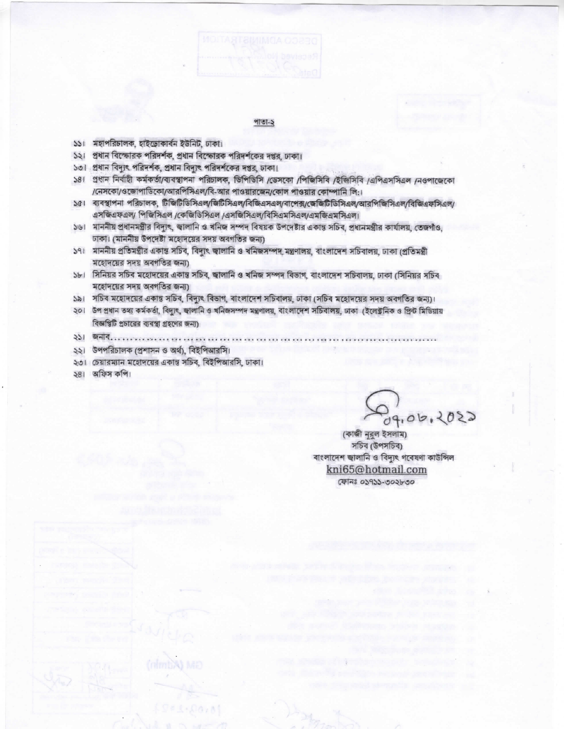পাতা-২

১১। মহাপরিচালক, হাইড্রোকার্বন ইউনিট, ঢাকা।

১২। প্রধান বিস্ফোরক পরিদর্শক, প্রধান বিস্ফোরক পরিদর্শকের দপ্তর, ঢাকা।

১৩। প্রধান বিদ্যুৎ পরিদর্শক, প্রধান বিদ্যুৎ পরিদর্শকের দপ্তর, ঢাকা।

১৪। প্রধান নির্বাহী কর্মকর্তা/ব্যবস্থাপনা পরিচালক, ডিপিডিসি /ডেসকো /পিজিসিবি /ইজিসিবি /এপিএসসিএল /নওপাজেকো /নেসকো/ওজোপাডিকো/আরপিসিএল/বি-আর পাওয়ারজেন/কোল পাওয়ার কোম্পানি লি:।

১৫। ব্যবস্থাপনা পরিচালক, টিজিটিডিসিএল/জিটিসিএল/বিজিএসএল/বাপেক্স/জেজিটিডিসিএল/আরপিজিসিএল/বিজিএফসিএল/ এসজিএফএল/ পিজিসিএল /কেজিডিসিএল /এসজিসিএল/বিসিএমসিএল/এমজিএমসিএল।

১৬। মাননীয় প্রধানমন্ত্রীর বিদ্যুৎ, জ্বালানি ও খনিজ সম্পদ বিষয়ক উপদেষ্টার একান্ত সচিব, প্রধানমন্ত্রীর কার্যালয়, তেজগাঁও, ঢাকা। (মাননীয় উপদেষ্টা মহোদয়ের সদয় অবগতির জন্য)

১৭। মাননীয় প্রতিমন্ত্রীর একান্ত সচিব, বিদ্যুৎ জ্বালানি ও খনিজসম্পদ মন্ত্রণালয়, বাংলাদেশ সচিবালয়, ঢাকা (প্রতিমন্ত্রী মহোদয়ের সদয় অবগতির জন্য)

১৮। সিনিয়র সচিব মহোদয়ের একান্ত সচিব, জ্বালানি ও খনিজ সম্পদ বিভাগ, বাংলাদেশ সচিবালয়, ঢাকা (সিনিয়র সচিব মহোদয়ের সদয় অবগতির জন্য)

১৯। সচিব মহোদয়ের একান্ত সচিব, বিদ্যুৎ বিভাগ, বাংলাদেশ সচিবালয়, ঢাকা (সচিব মহোদয়ের সদয় অবগতির জন্য)।

২০। উপ প্রধান তথ্য কর্মকর্তা, বিদ্যুৎ, জ্বালানি ও খনিজসম্পদ মন্ত্রণালয়, বাংলাদেশ সচিবালয়, ঢাকা (ইলেক্ট্রনিক ও প্রিন্ট মিডিয়ায় বিজ্ঞপ্তিটি প্রচারের ব্যবস্থা গ্রহণের জন্য)

২১। জনাব.........................................................................................

২২। উপপরিচালক (প্রশাসন ও অর্থ), বিইপিআরসি।

২৩। চেয়ারম্যান মহোদয়ের একান্ত সচিব, বিইপিআরসি, ঢাকা।

২৪। অফিস কপি।

০৭.০৮.২০২২

(কাজী নুরুল ইসলাম)
সচিব (উপসচিব)
বাংলাদেশ জ্বালানি ও বিদ্যুৎ গবেষণা কাউন্সিল
kni65@hotmail.com
ফোনঃ ০১৭১১-৩০২৮৩০